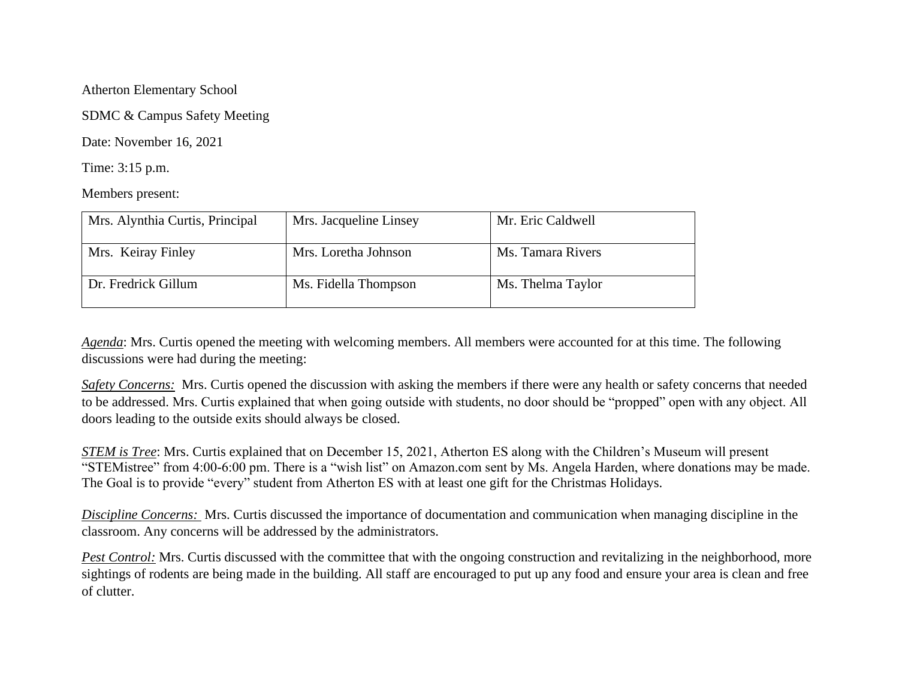Atherton Elementary School

SDMC & Campus Safety Meeting

Date: November 16, 2021

Time: 3:15 p.m.

Members present:

| | | |
|---|---|---|
| Mrs. Alynthia Curtis, Principal | Mrs. Jacqueline Linsey | Mr. Eric Caldwell |
| Mrs. Keiray Finley | Mrs. Loretha Johnson | Ms. Tamara Rivers |
| Dr. Fredrick Gillum | Ms. Fidella Thompson | Ms. Thelma Taylor |

*Agenda*: Mrs. Curtis opened the meeting with welcoming members. All members were accounted for at this time. The following discussions were had during the meeting:

*Safety Concerns:* Mrs. Curtis opened the discussion with asking the members if there were any health or safety concerns that needed to be addressed. Mrs. Curtis explained that when going outside with students, no door should be "propped" open with any object. All doors leading to the outside exits should always be closed.

*STEM is Tree*: Mrs. Curtis explained that on December 15, 2021, Atherton ES along with the Children's Museum will present "STEMistree" from 4:00-6:00 pm. There is a "wish list" on Amazon.com sent by Ms. Angela Harden, where donations may be made. The Goal is to provide "every" student from Atherton ES with at least one gift for the Christmas Holidays.

*Discipline Concerns:* Mrs. Curtis discussed the importance of documentation and communication when managing discipline in the classroom. Any concerns will be addressed by the administrators.

*Pest Control:* Mrs. Curtis discussed with the committee that with the ongoing construction and revitalizing in the neighborhood, more sightings of rodents are being made in the building. All staff are encouraged to put up any food and ensure your area is clean and free of clutter.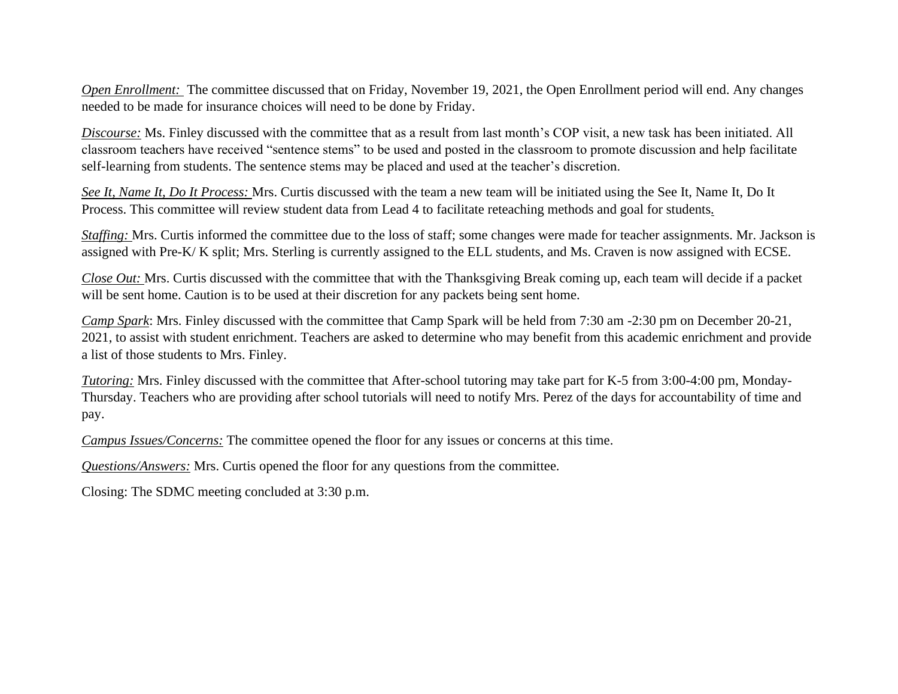*Open Enrollment:* The committee discussed that on Friday, November 19, 2021, the Open Enrollment period will end. Any changes needed to be made for insurance choices will need to be done by Friday.

*Discourse:* Ms. Finley discussed with the committee that as a result from last month's COP visit, a new task has been initiated. All classroom teachers have received "sentence stems" to be used and posted in the classroom to promote discussion and help facilitate self-learning from students. The sentence stems may be placed and used at the teacher's discretion.

*See It, Name It, Do It Process:* Mrs. Curtis discussed with the team a new team will be initiated using the See It, Name It, Do It Process. This committee will review student data from Lead 4 to facilitate reteaching methods and goal for students.

*Staffing:* Mrs. Curtis informed the committee due to the loss of staff; some changes were made for teacher assignments. Mr. Jackson is assigned with Pre-K/ K split; Mrs. Sterling is currently assigned to the ELL students, and Ms. Craven is now assigned with ECSE.

*Close Out:* Mrs. Curtis discussed with the committee that with the Thanksgiving Break coming up, each team will decide if a packet will be sent home. Caution is to be used at their discretion for any packets being sent home.

*Camp Spark*: Mrs. Finley discussed with the committee that Camp Spark will be held from 7:30 am -2:30 pm on December 20-21, 2021, to assist with student enrichment. Teachers are asked to determine who may benefit from this academic enrichment and provide a list of those students to Mrs. Finley.

*Tutoring:* Mrs. Finley discussed with the committee that After-school tutoring may take part for K-5 from 3:00-4:00 pm, Monday-Thursday. Teachers who are providing after school tutorials will need to notify Mrs. Perez of the days for accountability of time and pay.

*Campus Issues/Concerns:* The committee opened the floor for any issues or concerns at this time.

*Questions/Answers:* Mrs. Curtis opened the floor for any questions from the committee.

Closing: The SDMC meeting concluded at 3:30 p.m.